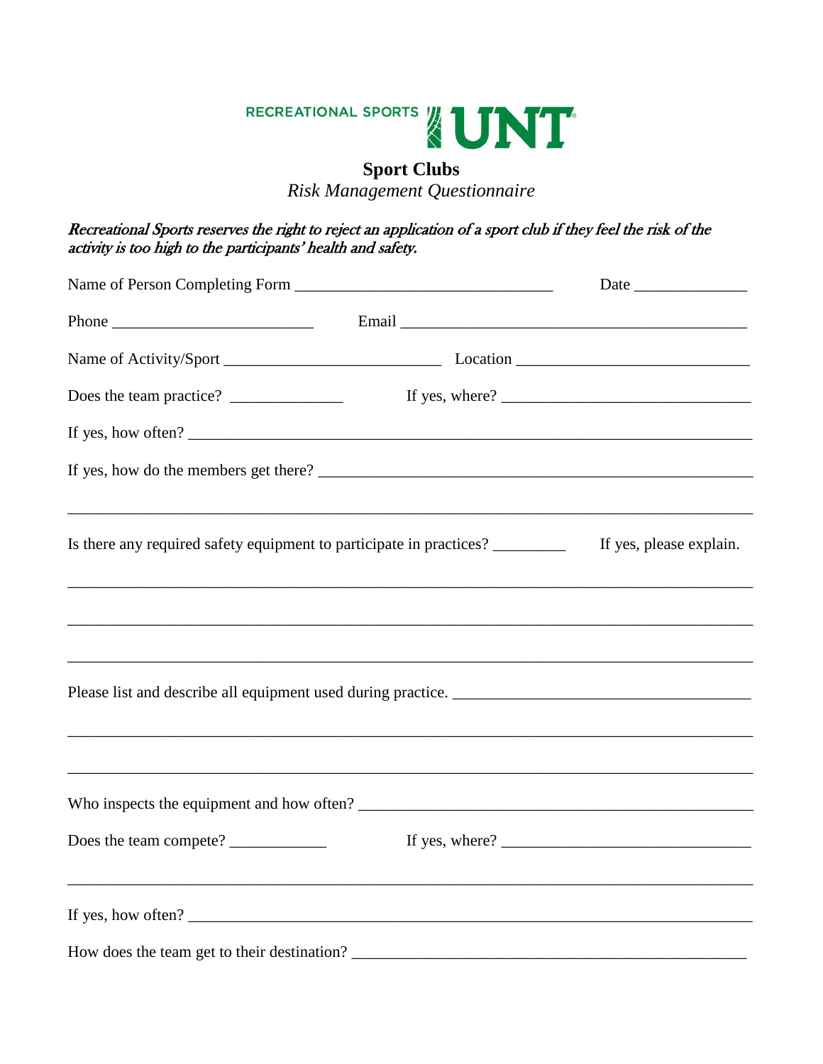RECREATIONAL SPORTS UNT

# Sport Clubs

*Risk Management Questionnaire*

*Recreational Sports reserves the right to reject an application of a sport club if they feel the risk of the activity is too high to the participants' health and safety.*

Name of Person Completing Form ________________________________ Date ______________

Phone _________________________ Email ___________________________________________

Name of Activity/Sport ___________________________ Location _____________________________

Does the team practice? ______________ If yes, where? ______________________________

If yes, how often? _______________________________________________________________________

If yes, how do the members get there? ____________________________________________________

_____________________________________________________________________________________

Is there any required safety equipment to participate in practices? _________ If yes, please explain.

_____________________________________________________________________________________

_____________________________________________________________________________________

_____________________________________________________________________________________

Please list and describe all equipment used during practice. _____________________________________

_____________________________________________________________________________________

_____________________________________________________________________________________

Who inspects the equipment and how often? _________________________________________________

Does the team compete? ____________ If yes, where? _______________________________

_____________________________________________________________________________________

If yes, how often? _______________________________________________________________________

How does the team get to their destination? _________________________________________________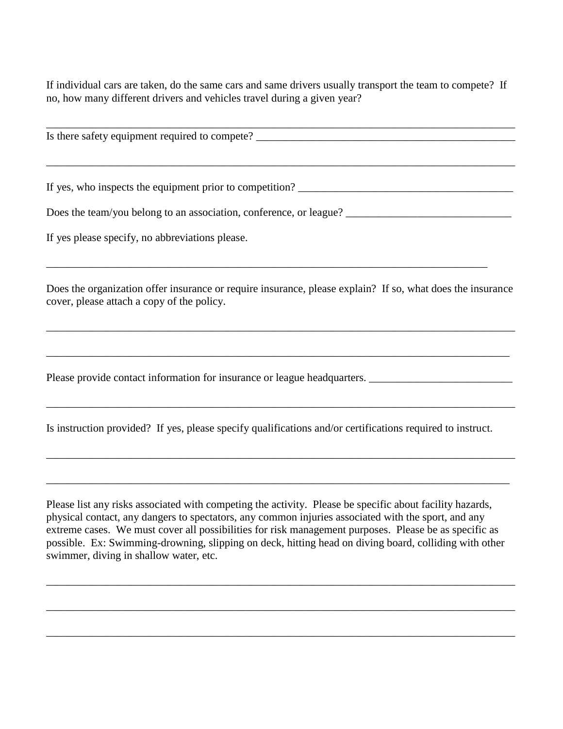If individual cars are taken, do the same cars and same drivers usually transport the team to compete? If no, how many different drivers and vehicles travel during a given year?

___________________________________________________________________________________

Is there safety equipment required to compete? _____________________________________________

___________________________________________________________________________________

If yes, who inspects the equipment prior to competition? ____________________________________

Does the team/you belong to an association, conference, or league? ____________________________

If yes please specify, no abbreviations please.

______________________________________________________________________________

Does the organization offer insurance or require insurance, please explain? If so, what does the insurance cover, please attach a copy of the policy.

___________________________________________________________________________________

__________________________________________________________________________________

Please provide contact information for insurance or league headquarters. _________________________

___________________________________________________________________________________

Is instruction provided? If yes, please specify qualifications and/or certifications required to instruct.

___________________________________________________________________________________

__________________________________________________________________________________

Please list any risks associated with competing the activity. Please be specific about facility hazards, physical contact, any dangers to spectators, any common injuries associated with the sport, and any extreme cases. We must cover all possibilities for risk management purposes. Please be as specific as possible. Ex: Swimming-drowning, slipping on deck, hitting head on diving board, colliding with other swimmer, diving in shallow water, etc.

___________________________________________________________________________________

___________________________________________________________________________________

___________________________________________________________________________________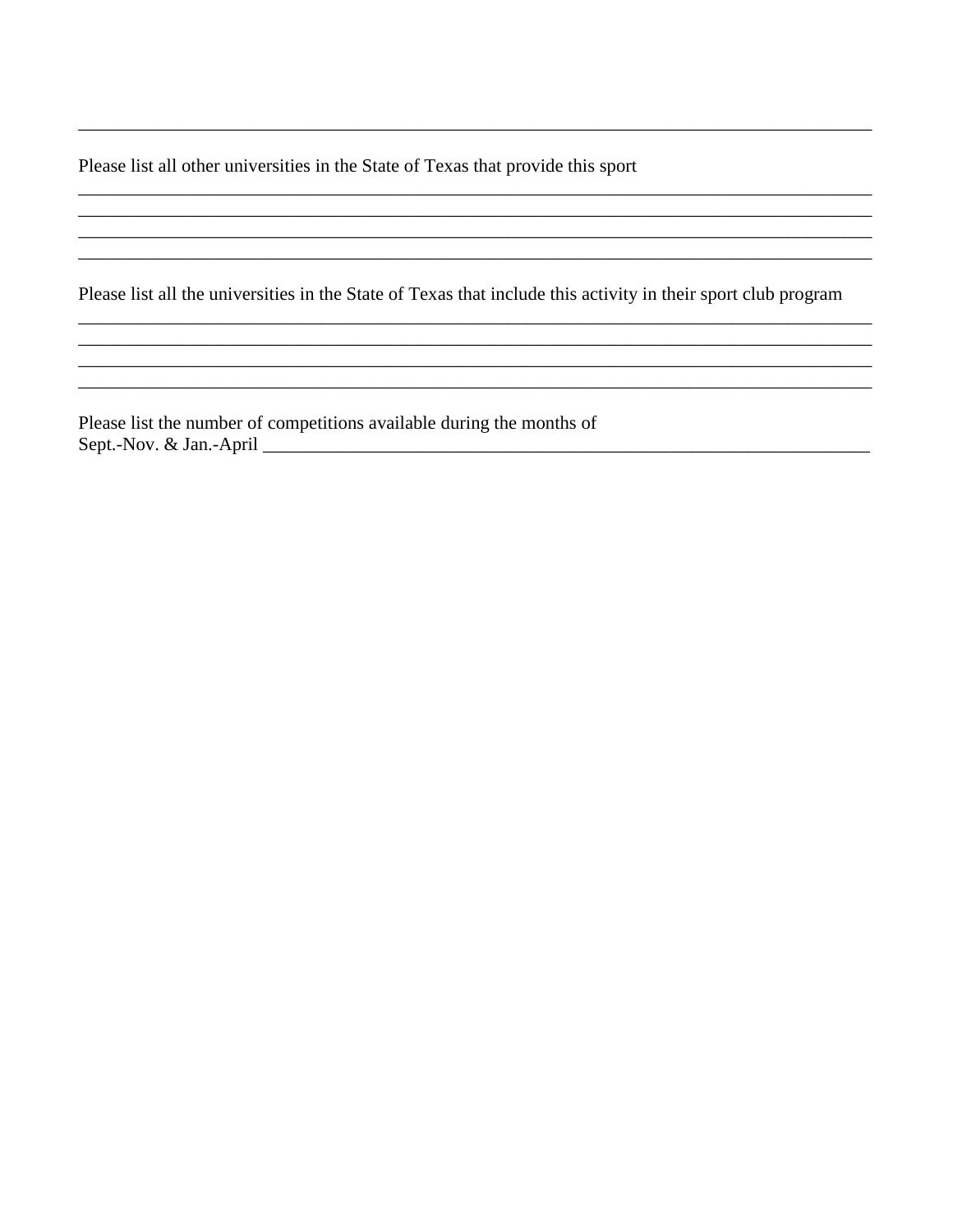\_\_\_\_\_\_\_\_\_\_\_\_\_\_\_\_\_\_\_\_\_\_\_\_\_\_\_\_\_\_\_\_\_\_\_\_\_\_\_\_\_\_\_\_\_\_\_\_\_\_\_\_\_\_\_\_\_\_\_\_\_\_\_\_\_\_\_\_\_\_\_\_\_\_\_\_\_\_

Please list all other universities in the State of Texas that provide this sport

\_\_\_\_\_\_\_\_\_\_\_\_\_\_\_\_\_\_\_\_\_\_\_\_\_\_\_\_\_\_\_\_\_\_\_\_\_\_\_\_\_\_\_\_\_\_\_\_\_\_\_\_\_\_\_\_\_\_\_\_\_\_\_\_\_\_\_\_\_\_\_\_\_\_\_\_\_\_

\_\_\_\_\_\_\_\_\_\_\_\_\_\_\_\_\_\_\_\_\_\_\_\_\_\_\_\_\_\_\_\_\_\_\_\_\_\_\_\_\_\_\_\_\_\_\_\_\_\_\_\_\_\_\_\_\_\_\_\_\_\_\_\_\_\_\_\_\_\_\_\_\_\_\_\_\_\_

\_\_\_\_\_\_\_\_\_\_\_\_\_\_\_\_\_\_\_\_\_\_\_\_\_\_\_\_\_\_\_\_\_\_\_\_\_\_\_\_\_\_\_\_\_\_\_\_\_\_\_\_\_\_\_\_\_\_\_\_\_\_\_\_\_\_\_\_\_\_\_\_\_\_\_\_\_\_

\_\_\_\_\_\_\_\_\_\_\_\_\_\_\_\_\_\_\_\_\_\_\_\_\_\_\_\_\_\_\_\_\_\_\_\_\_\_\_\_\_\_\_\_\_\_\_\_\_\_\_\_\_\_\_\_\_\_\_\_\_\_\_\_\_\_\_\_\_\_\_\_\_\_\_\_\_\_

Please list all the universities in the State of Texas that include this activity in their sport club program

\_\_\_\_\_\_\_\_\_\_\_\_\_\_\_\_\_\_\_\_\_\_\_\_\_\_\_\_\_\_\_\_\_\_\_\_\_\_\_\_\_\_\_\_\_\_\_\_\_\_\_\_\_\_\_\_\_\_\_\_\_\_\_\_\_\_\_\_\_\_\_\_\_\_\_\_\_\_

\_\_\_\_\_\_\_\_\_\_\_\_\_\_\_\_\_\_\_\_\_\_\_\_\_\_\_\_\_\_\_\_\_\_\_\_\_\_\_\_\_\_\_\_\_\_\_\_\_\_\_\_\_\_\_\_\_\_\_\_\_\_\_\_\_\_\_\_\_\_\_\_\_\_\_\_\_\_

\_\_\_\_\_\_\_\_\_\_\_\_\_\_\_\_\_\_\_\_\_\_\_\_\_\_\_\_\_\_\_\_\_\_\_\_\_\_\_\_\_\_\_\_\_\_\_\_\_\_\_\_\_\_\_\_\_\_\_\_\_\_\_\_\_\_\_\_\_\_\_\_\_\_\_\_\_\_

\_\_\_\_\_\_\_\_\_\_\_\_\_\_\_\_\_\_\_\_\_\_\_\_\_\_\_\_\_\_\_\_\_\_\_\_\_\_\_\_\_\_\_\_\_\_\_\_\_\_\_\_\_\_\_\_\_\_\_\_\_\_\_\_\_\_\_\_\_\_\_\_\_\_\_\_\_\_

Please list the number of competitions available during the months of
Sept.-Nov. & Jan.-April \_\_\_\_\_\_\_\_\_\_\_\_\_\_\_\_\_\_\_\_\_\_\_\_\_\_\_\_\_\_\_\_\_\_\_\_\_\_\_\_\_\_\_\_\_\_\_\_\_\_\_\_\_\_\_\_\_\_\_\_